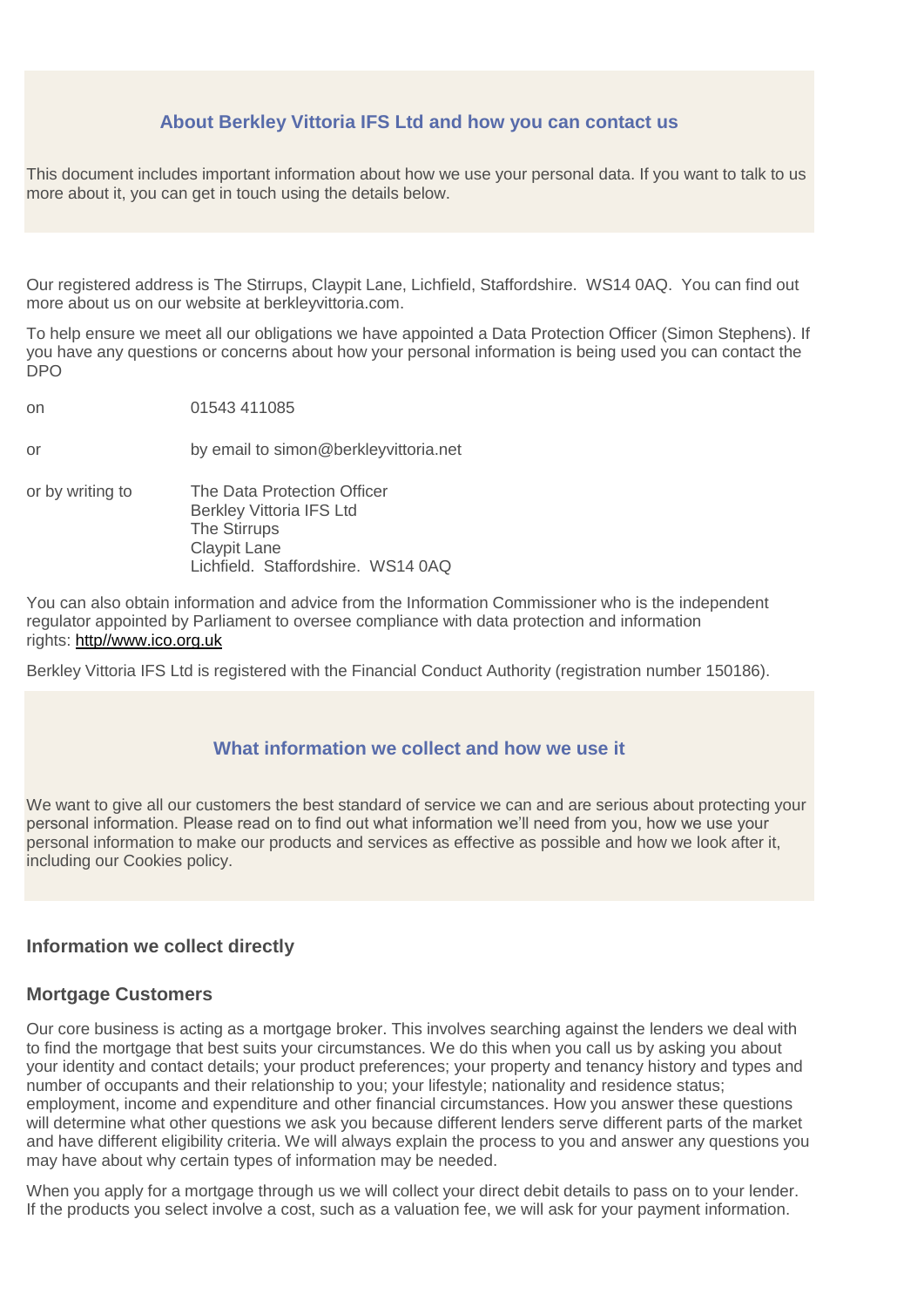## About Berkley Vittoria IFS Ltd and how you can contact us

This document includes important information about how we use your personal data. If you want to talk to us more about it, you can get in touch using the details below.

Our registered address is The Stirrups, Claypit Lane, Lichfield, Staffordshire. WS14 0AQ. You can find out more about us on our website at berkleyvittoria.com.

To help ensure we meet all our obligations we have appointed a Data Protection Officer (Simon Stephens). If you have any questions or concerns about how your personal information is being used you can contact the DPO

| | |
|---|---|
| on | 01543 411085 |
| or | by email to simon@berkleyvittoria.net |
| or by writing to | The Data Protection Officer<br>Berkley Vittoria IFS Ltd<br>The Stirrups<br>Claypit Lane<br>Lichfield. Staffordshire. WS14 0AQ |

You can also obtain information and advice from the Information Commissioner who is the independent regulator appointed by Parliament to oversee compliance with data protection and information rights: http//www.ico.org.uk

Berkley Vittoria IFS Ltd is registered with the Financial Conduct Authority (registration number 150186).

## What information we collect and how we use it

We want to give all our customers the best standard of service we can and are serious about protecting your personal information. Please read on to find out what information we'll need from you, how we use your personal information to make our products and services as effective as possible and how we look after it, including our Cookies policy.

### Information we collect directly

### Mortgage Customers

Our core business is acting as a mortgage broker. This involves searching against the lenders we deal with to find the mortgage that best suits your circumstances. We do this when you call us by asking you about your identity and contact details; your product preferences; your property and tenancy history and types and number of occupants and their relationship to you; your lifestyle; nationality and residence status; employment, income and expenditure and other financial circumstances. How you answer these questions will determine what other questions we ask you because different lenders serve different parts of the market and have different eligibility criteria. We will always explain the process to you and answer any questions you may have about why certain types of information may be needed.

When you apply for a mortgage through us we will collect your direct debit details to pass on to your lender. If the products you select involve a cost, such as a valuation fee, we will ask for your payment information.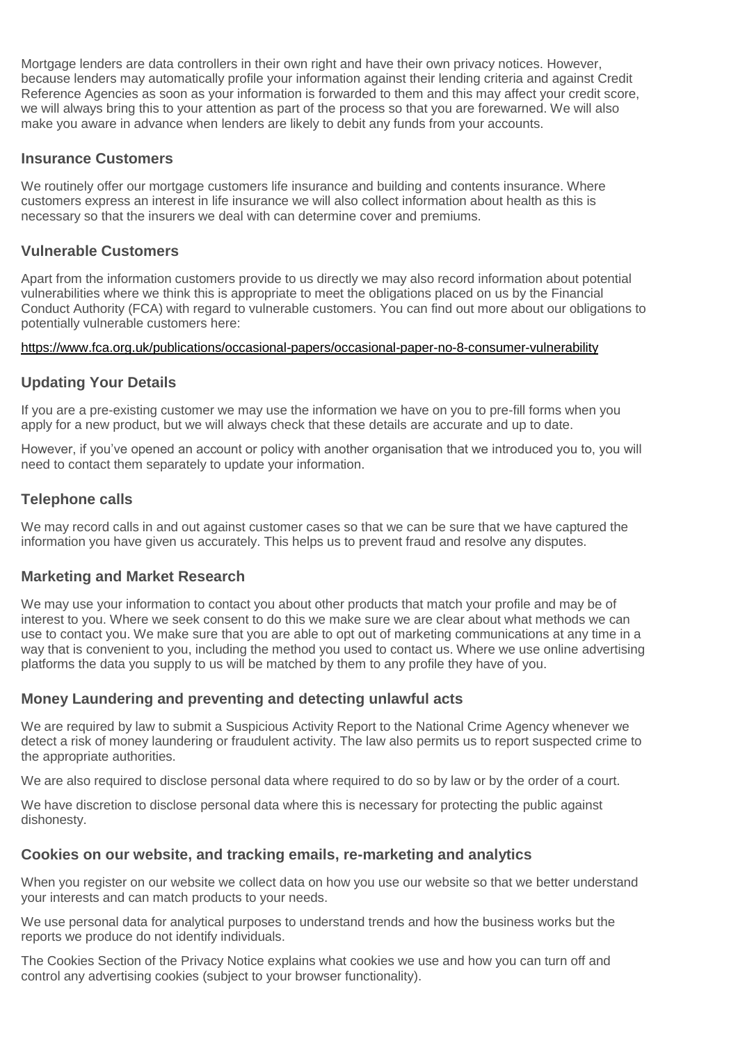Mortgage lenders are data controllers in their own right and have their own privacy notices. However, because lenders may automatically profile your information against their lending criteria and against Credit Reference Agencies as soon as your information is forwarded to them and this may affect your credit score, we will always bring this to your attention as part of the process so that you are forewarned. We will also make you aware in advance when lenders are likely to debit any funds from your accounts.

### Insurance Customers

We routinely offer our mortgage customers life insurance and building and contents insurance. Where customers express an interest in life insurance we will also collect information about health as this is necessary so that the insurers we deal with can determine cover and premiums.

### Vulnerable Customers

Apart from the information customers provide to us directly we may also record information about potential vulnerabilities where we think this is appropriate to meet the obligations placed on us by the Financial Conduct Authority (FCA) with regard to vulnerable customers. You can find out more about our obligations to potentially vulnerable customers here:

https://www.fca.org.uk/publications/occasional-papers/occasional-paper-no-8-consumer-vulnerability

### Updating Your Details

If you are a pre-existing customer we may use the information we have on you to pre-fill forms when you apply for a new product, but we will always check that these details are accurate and up to date.

However, if you've opened an account or policy with another organisation that we introduced you to, you will need to contact them separately to update your information.

### Telephone calls

We may record calls in and out against customer cases so that we can be sure that we have captured the information you have given us accurately. This helps us to prevent fraud and resolve any disputes.

### Marketing and Market Research

We may use your information to contact you about other products that match your profile and may be of interest to you. Where we seek consent to do this we make sure we are clear about what methods we can use to contact you. We make sure that you are able to opt out of marketing communications at any time in a way that is convenient to you, including the method you used to contact us. Where we use online advertising platforms the data you supply to us will be matched by them to any profile they have of you.

### Money Laundering and preventing and detecting unlawful acts

We are required by law to submit a Suspicious Activity Report to the National Crime Agency whenever we detect a risk of money laundering or fraudulent activity. The law also permits us to report suspected crime to the appropriate authorities.

We are also required to disclose personal data where required to do so by law or by the order of a court.

We have discretion to disclose personal data where this is necessary for protecting the public against dishonesty.

### Cookies on our website, and tracking emails, re-marketing and analytics

When you register on our website we collect data on how you use our website so that we better understand your interests and can match products to your needs.

We use personal data for analytical purposes to understand trends and how the business works but the reports we produce do not identify individuals.

The Cookies Section of the Privacy Notice explains what cookies we use and how you can turn off and control any advertising cookies (subject to your browser functionality).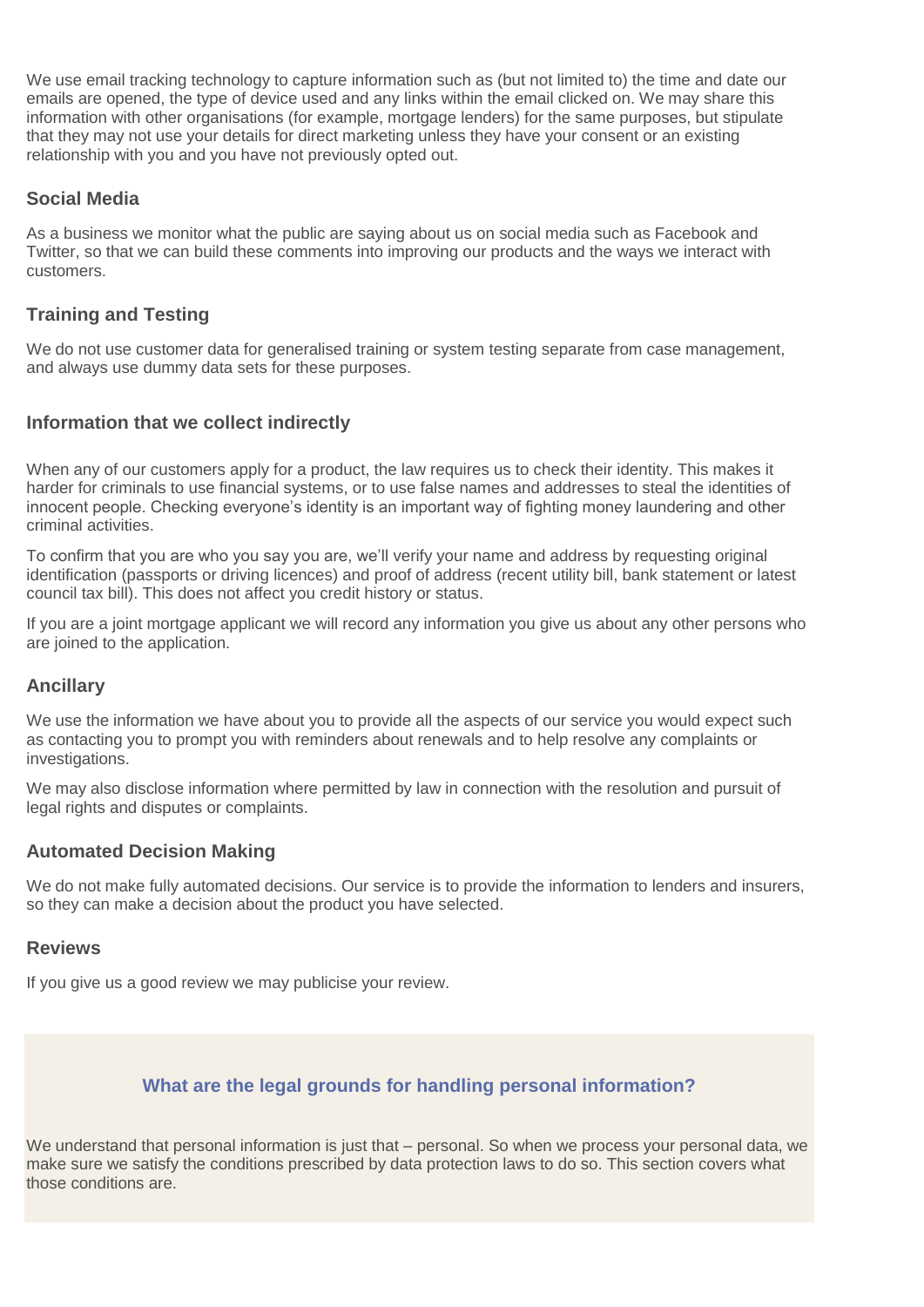We use email tracking technology to capture information such as (but not limited to) the time and date our emails are opened, the type of device used and any links within the email clicked on. We may share this information with other organisations (for example, mortgage lenders) for the same purposes, but stipulate that they may not use your details for direct marketing unless they have your consent or an existing relationship with you and you have not previously opted out.

### Social Media

As a business we monitor what the public are saying about us on social media such as Facebook and Twitter, so that we can build these comments into improving our products and the ways we interact with customers.

### Training and Testing

We do not use customer data for generalised training or system testing separate from case management, and always use dummy data sets for these purposes.

### Information that we collect indirectly

When any of our customers apply for a product, the law requires us to check their identity. This makes it harder for criminals to use financial systems, or to use false names and addresses to steal the identities of innocent people. Checking everyone's identity is an important way of fighting money laundering and other criminal activities.

To confirm that you are who you say you are, we'll verify your name and address by requesting original identification (passports or driving licences) and proof of address (recent utility bill, bank statement or latest council tax bill). This does not affect you credit history or status.

If you are a joint mortgage applicant we will record any information you give us about any other persons who are joined to the application.

### Ancillary

We use the information we have about you to provide all the aspects of our service you would expect such as contacting you to prompt you with reminders about renewals and to help resolve any complaints or investigations.

We may also disclose information where permitted by law in connection with the resolution and pursuit of legal rights and disputes or complaints.

### Automated Decision Making

We do not make fully automated decisions. Our service is to provide the information to lenders and insurers, so they can make a decision about the product you have selected.

### Reviews

If you give us a good review we may publicise your review.

## What are the legal grounds for handling personal information?

We understand that personal information is just that – personal. So when we process your personal data, we make sure we satisfy the conditions prescribed by data protection laws to do so. This section covers what those conditions are.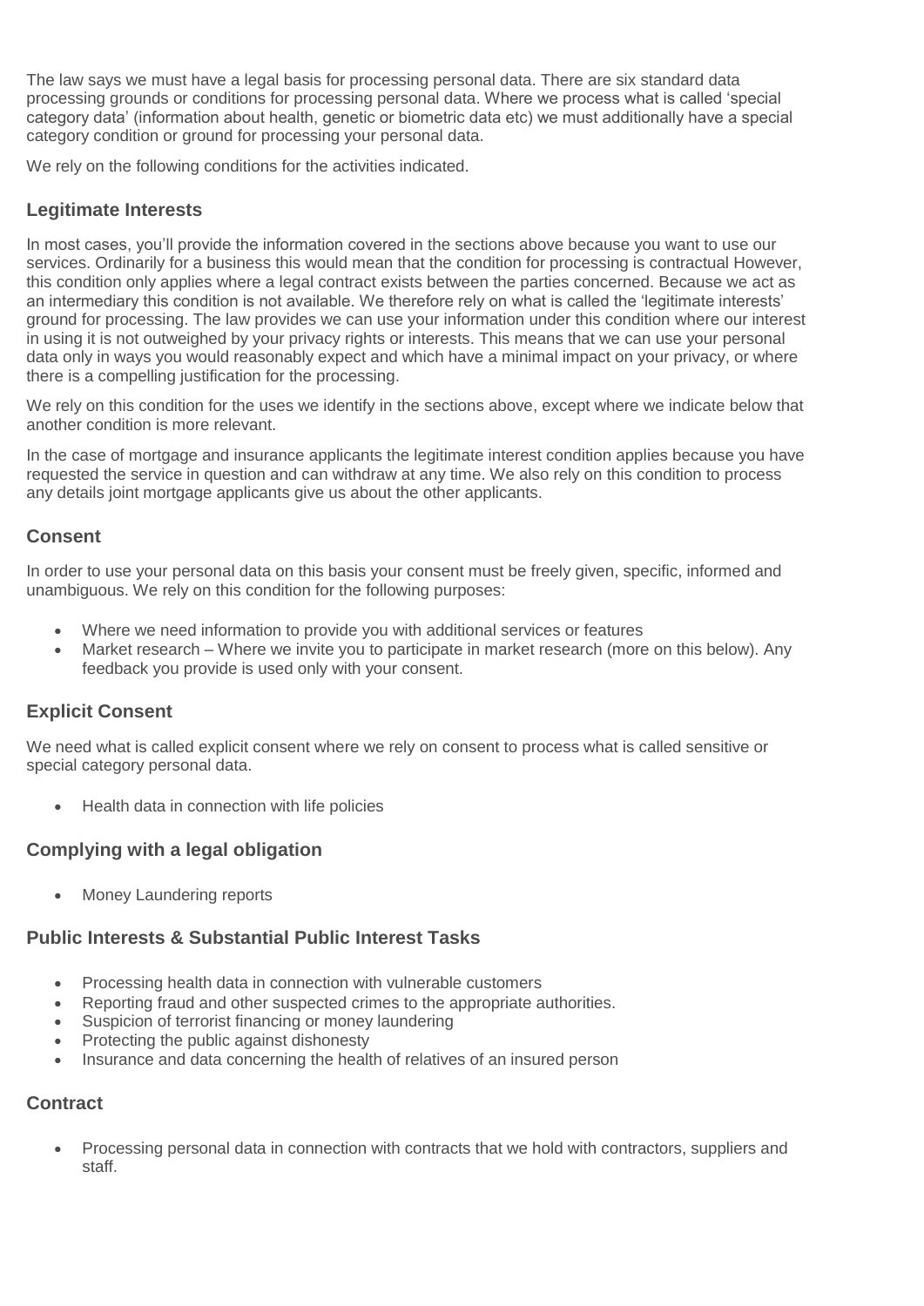The law says we must have a legal basis for processing personal data. There are six standard data processing grounds or conditions for processing personal data. Where we process what is called 'special category data' (information about health, genetic or biometric data etc) we must additionally have a special category condition or ground for processing your personal data.

We rely on the following conditions for the activities indicated.

### Legitimate Interests

In most cases, you'll provide the information covered in the sections above because you want to use our services. Ordinarily for a business this would mean that the condition for processing is contractual However, this condition only applies where a legal contract exists between the parties concerned. Because we act as an intermediary this condition is not available. We therefore rely on what is called the 'legitimate interests' ground for processing. The law provides we can use your information under this condition where our interest in using it is not outweighed by your privacy rights or interests. This means that we can use your personal data only in ways you would reasonably expect and which have a minimal impact on your privacy, or where there is a compelling justification for the processing.

We rely on this condition for the uses we identify in the sections above, except where we indicate below that another condition is more relevant.

In the case of mortgage and insurance applicants the legitimate interest condition applies because you have requested the service in question and can withdraw at any time. We also rely on this condition to process any details joint mortgage applicants give us about the other applicants.

### Consent

In order to use your personal data on this basis your consent must be freely given, specific, informed and unambiguous. We rely on this condition for the following purposes:

- Where we need information to provide you with additional services or features
- Market research – Where we invite you to participate in market research (more on this below). Any feedback you provide is used only with your consent.

### Explicit Consent

We need what is called explicit consent where we rely on consent to process what is called sensitive or special category personal data.

- Health data in connection with life policies

### Complying with a legal obligation

- Money Laundering reports

### Public Interests & Substantial Public Interest Tasks

- Processing health data in connection with vulnerable customers
- Reporting fraud and other suspected crimes to the appropriate authorities.
- Suspicion of terrorist financing or money laundering
- Protecting the public against dishonesty
- Insurance and data concerning the health of relatives of an insured person

### Contract

- Processing personal data in connection with contracts that we hold with contractors, suppliers and staff.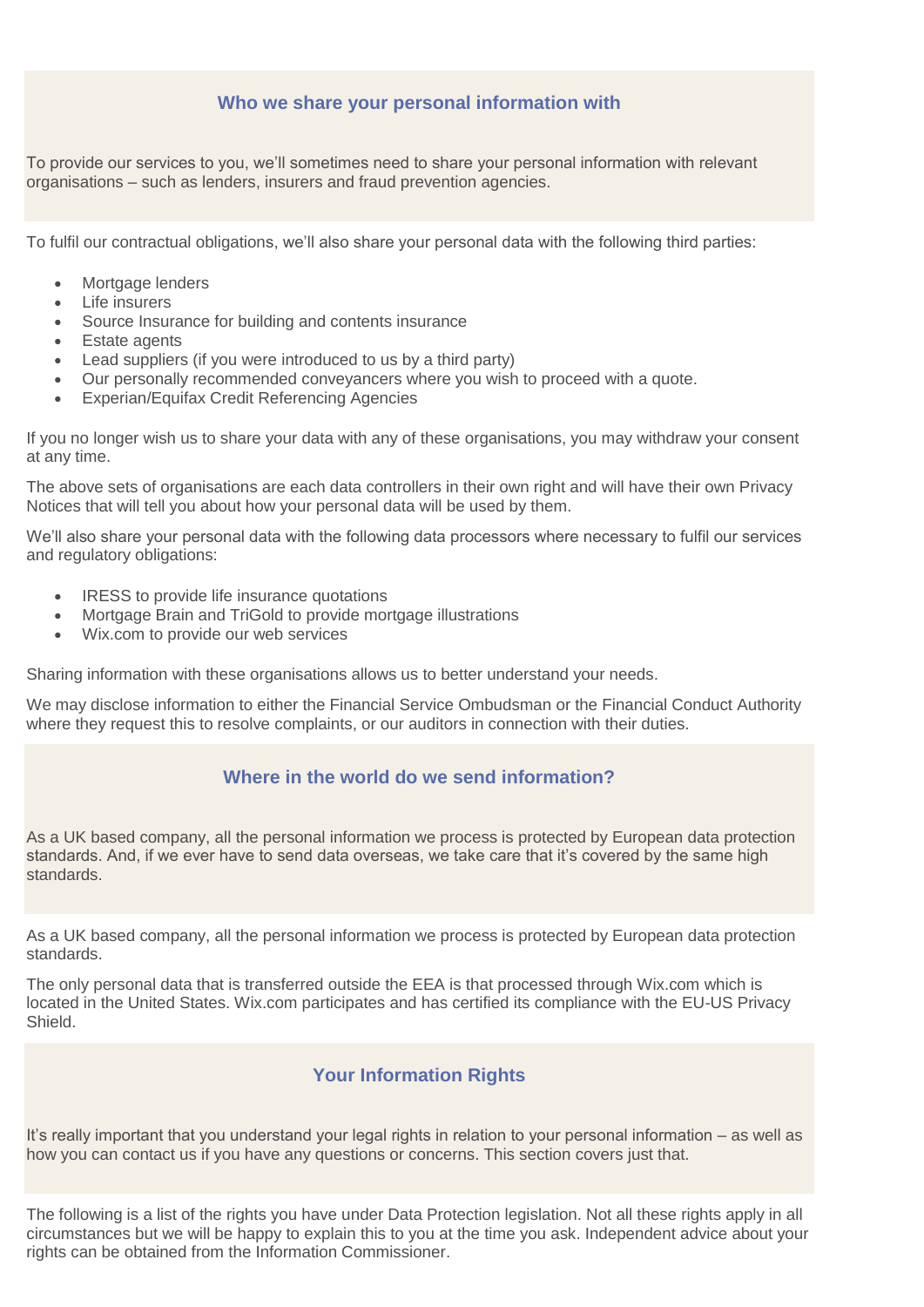## Who we share your personal information with

To provide our services to you, we'll sometimes need to share your personal information with relevant organisations – such as lenders, insurers and fraud prevention agencies.

To fulfil our contractual obligations, we'll also share your personal data with the following third parties:

- Mortgage lenders
- Life insurers
- Source Insurance for building and contents insurance
- Estate agents
- Lead suppliers (if you were introduced to us by a third party)
- Our personally recommended conveyancers where you wish to proceed with a quote.
- Experian/Equifax Credit Referencing Agencies

If you no longer wish us to share your data with any of these organisations, you may withdraw your consent at any time.

The above sets of organisations are each data controllers in their own right and will have their own Privacy Notices that will tell you about how your personal data will be used by them.

We'll also share your personal data with the following data processors where necessary to fulfil our services and regulatory obligations:

- IRESS to provide life insurance quotations
- Mortgage Brain and TriGold to provide mortgage illustrations
- Wix.com to provide our web services

Sharing information with these organisations allows us to better understand your needs.

We may disclose information to either the Financial Service Ombudsman or the Financial Conduct Authority where they request this to resolve complaints, or our auditors in connection with their duties.

## Where in the world do we send information?

As a UK based company, all the personal information we process is protected by European data protection standards. And, if we ever have to send data overseas, we take care that it's covered by the same high standards.

As a UK based company, all the personal information we process is protected by European data protection standards.

The only personal data that is transferred outside the EEA is that processed through Wix.com which is located in the United States. Wix.com participates and has certified its compliance with the EU-US Privacy Shield.

## Your Information Rights

It's really important that you understand your legal rights in relation to your personal information – as well as how you can contact us if you have any questions or concerns. This section covers just that.

The following is a list of the rights you have under Data Protection legislation. Not all these rights apply in all circumstances but we will be happy to explain this to you at the time you ask. Independent advice about your rights can be obtained from the Information Commissioner.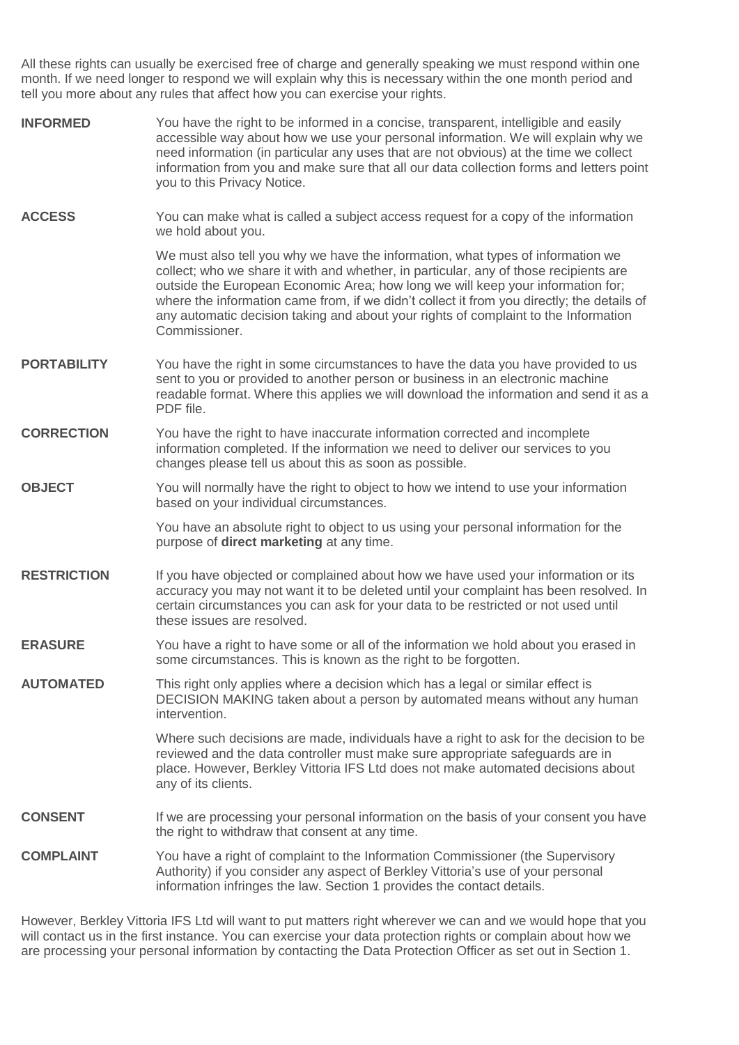All these rights can usually be exercised free of charge and generally speaking we must respond within one month. If we need longer to respond we will explain why this is necessary within the one month period and tell you more about any rules that affect how you can exercise your rights.

**INFORMED**

You have the right to be informed in a concise, transparent, intelligible and easily accessible way about how we use your personal information. We will explain why we need information (in particular any uses that are not obvious) at the time we collect information from you and make sure that all our data collection forms and letters point you to this Privacy Notice.

**ACCESS**

You can make what is called a subject access request for a copy of the information we hold about you.

We must also tell you why we have the information, what types of information we collect; who we share it with and whether, in particular, any of those recipients are outside the European Economic Area; how long we will keep your information for; where the information came from, if we didn't collect it from you directly; the details of any automatic decision taking and about your rights of complaint to the Information Commissioner.

**PORTABILITY**

You have the right in some circumstances to have the data you have provided to us sent to you or provided to another person or business in an electronic machine readable format. Where this applies we will download the information and send it as a PDF file.

**CORRECTION**

You have the right to have inaccurate information corrected and incomplete information completed. If the information we need to deliver our services to you changes please tell us about this as soon as possible.

**OBJECT**

You will normally have the right to object to how we intend to use your information based on your individual circumstances.

You have an absolute right to object to us using your personal information for the purpose of **direct marketing** at any time.

**RESTRICTION**

If you have objected or complained about how we have used your information or its accuracy you may not want it to be deleted until your complaint has been resolved. In certain circumstances you can ask for your data to be restricted or not used until these issues are resolved.

**ERASURE**

You have a right to have some or all of the information we hold about you erased in some circumstances. This is known as the right to be forgotten.

**AUTOMATED DECISION MAKING**

This right only applies where a decision which has a legal or similar effect is taken about a person by automated means without any human intervention.

Where such decisions are made, individuals have a right to ask for the decision to be reviewed and the data controller must make sure appropriate safeguards are in place. However, Berkley Vittoria IFS Ltd does not make automated decisions about any of its clients.

**CONSENT**

If we are processing your personal information on the basis of your consent you have the right to withdraw that consent at any time.

**COMPLAINT**

You have a right of complaint to the Information Commissioner (the Supervisory Authority) if you consider any aspect of Berkley Vittoria's use of your personal information infringes the law. Section 1 provides the contact details.

However, Berkley Vittoria IFS Ltd will want to put matters right wherever we can and we would hope that you will contact us in the first instance. You can exercise your data protection rights or complain about how we are processing your personal information by contacting the Data Protection Officer as set out in Section 1.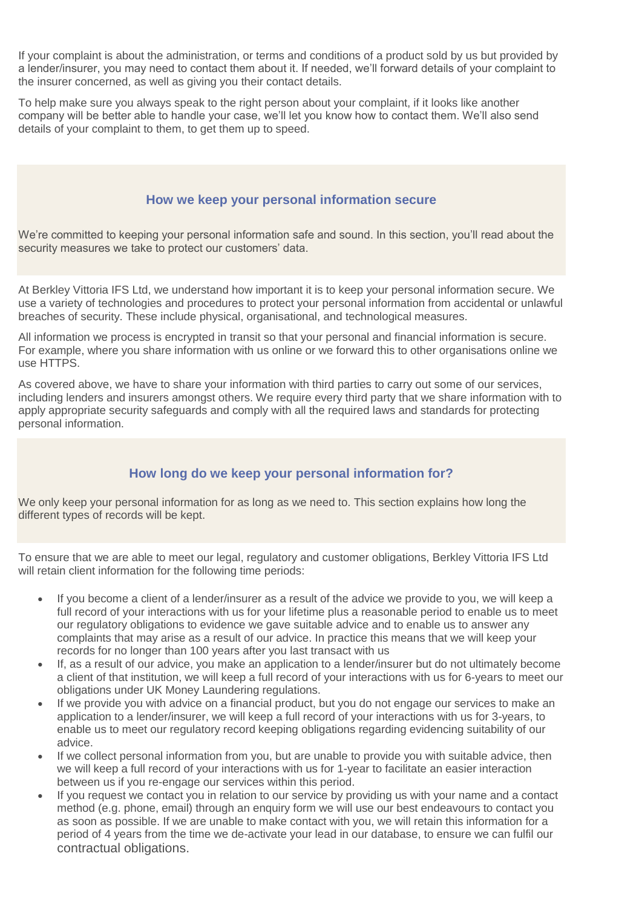If your complaint is about the administration, or terms and conditions of a product sold by us but provided by a lender/insurer, you may need to contact them about it. If needed, we'll forward details of your complaint to the insurer concerned, as well as giving you their contact details.

To help make sure you always speak to the right person about your complaint, if it looks like another company will be better able to handle your case, we'll let you know how to contact them. We'll also send details of your complaint to them, to get them up to speed.

## How we keep your personal information secure

We're committed to keeping your personal information safe and sound. In this section, you'll read about the security measures we take to protect our customers' data.

At Berkley Vittoria IFS Ltd, we understand how important it is to keep your personal information secure. We use a variety of technologies and procedures to protect your personal information from accidental or unlawful breaches of security. These include physical, organisational, and technological measures.

All information we process is encrypted in transit so that your personal and financial information is secure. For example, where you share information with us online or we forward this to other organisations online we use HTTPS.

As covered above, we have to share your information with third parties to carry out some of our services, including lenders and insurers amongst others. We require every third party that we share information with to apply appropriate security safeguards and comply with all the required laws and standards for protecting personal information.

## How long do we keep your personal information for?

We only keep your personal information for as long as we need to. This section explains how long the different types of records will be kept.

To ensure that we are able to meet our legal, regulatory and customer obligations, Berkley Vittoria IFS Ltd will retain client information for the following time periods:

- If you become a client of a lender/insurer as a result of the advice we provide to you, we will keep a full record of your interactions with us for your lifetime plus a reasonable period to enable us to meet our regulatory obligations to evidence we gave suitable advice and to enable us to answer any complaints that may arise as a result of our advice. In practice this means that we will keep your records for no longer than 100 years after you last transact with us
- If, as a result of our advice, you make an application to a lender/insurer but do not ultimately become a client of that institution, we will keep a full record of your interactions with us for 6-years to meet our obligations under UK Money Laundering regulations.
- If we provide you with advice on a financial product, but you do not engage our services to make an application to a lender/insurer, we will keep a full record of your interactions with us for 3-years, to enable us to meet our regulatory record keeping obligations regarding evidencing suitability of our advice.
- If we collect personal information from you, but are unable to provide you with suitable advice, then we will keep a full record of your interactions with us for 1-year to facilitate an easier interaction between us if you re-engage our services within this period.
- If you request we contact you in relation to our service by providing us with your name and a contact method (e.g. phone, email) through an enquiry form we will use our best endeavours to contact you as soon as possible. If we are unable to make contact with you, we will retain this information for a period of 4 years from the time we de-activate your lead in our database, to ensure we can fulfil our contractual obligations.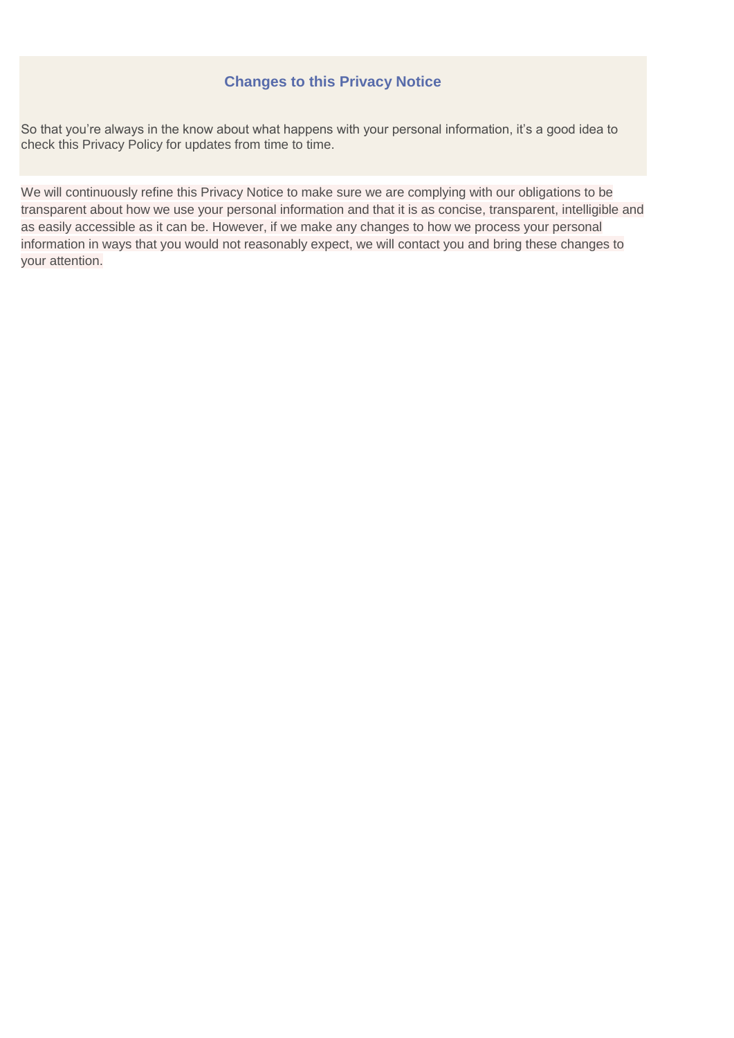## Changes to this Privacy Notice

So that you're always in the know about what happens with your personal information, it's a good idea to check this Privacy Policy for updates from time to time.

We will continuously refine this Privacy Notice to make sure we are complying with our obligations to be transparent about how we use your personal information and that it is as concise, transparent, intelligible and as easily accessible as it can be. However, if we make any changes to how we process your personal information in ways that you would not reasonably expect, we will contact you and bring these changes to your attention.